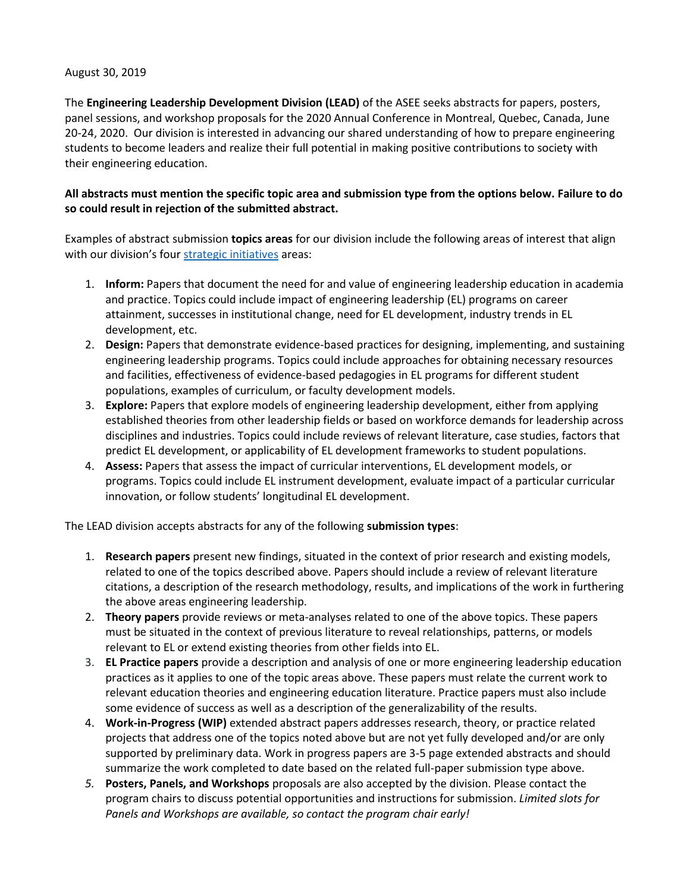August 30, 2019

The **Engineering Leadership Development Division (LEAD)** of the ASEE seeks abstracts for papers, posters, panel sessions, and workshop proposals for the 2020 Annual Conference in Montreal, Quebec, Canada, June 20-24, 2020. Our division is interested in advancing our shared understanding of how to prepare engineering students to become leaders and realize their full potential in making positive contributions to society with their engineering education.

**All abstracts must mention the specific topic area and submission type from the options below. Failure to do so could result in rejection of the submitted abstract.**

Examples of abstract submission **topics areas** for our division include the following areas of interest that align with our division's four strategic initiatives areas:

1. **Inform:** Papers that document the need for and value of engineering leadership education in academia and practice. Topics could include impact of engineering leadership (EL) programs on career attainment, successes in institutional change, need for EL development, industry trends in EL development, etc.
2. **Design:** Papers that demonstrate evidence-based practices for designing, implementing, and sustaining engineering leadership programs. Topics could include approaches for obtaining necessary resources and facilities, effectiveness of evidence-based pedagogies in EL programs for different student populations, examples of curriculum, or faculty development models.
3. **Explore:** Papers that explore models of engineering leadership development, either from applying established theories from other leadership fields or based on workforce demands for leadership across disciplines and industries. Topics could include reviews of relevant literature, case studies, factors that predict EL development, or applicability of EL development frameworks to student populations.
4. **Assess:** Papers that assess the impact of curricular interventions, EL development models, or programs. Topics could include EL instrument development, evaluate impact of a particular curricular innovation, or follow students' longitudinal EL development.

The LEAD division accepts abstracts for any of the following **submission types**:

1. **Research papers** present new findings, situated in the context of prior research and existing models, related to one of the topics described above. Papers should include a review of relevant literature citations, a description of the research methodology, results, and implications of the work in furthering the above areas engineering leadership.
2. **Theory papers** provide reviews or meta-analyses related to one of the above topics. These papers must be situated in the context of previous literature to reveal relationships, patterns, or models relevant to EL or extend existing theories from other fields into EL.
3. **EL Practice papers** provide a description and analysis of one or more engineering leadership education practices as it applies to one of the topic areas above. These papers must relate the current work to relevant education theories and engineering education literature. Practice papers must also include some evidence of success as well as a description of the generalizability of the results.
4. **Work-in-Progress (WIP)** extended abstract papers addresses research, theory, or practice related projects that address one of the topics noted above but are not yet fully developed and/or are only supported by preliminary data. Work in progress papers are 3-5 page extended abstracts and should summarize the work completed to date based on the related full-paper submission type above.
5. **Posters, Panels, and Workshops** proposals are also accepted by the division. Please contact the program chairs to discuss potential opportunities and instructions for submission. *Limited slots for Panels and Workshops are available, so contact the program chair early!*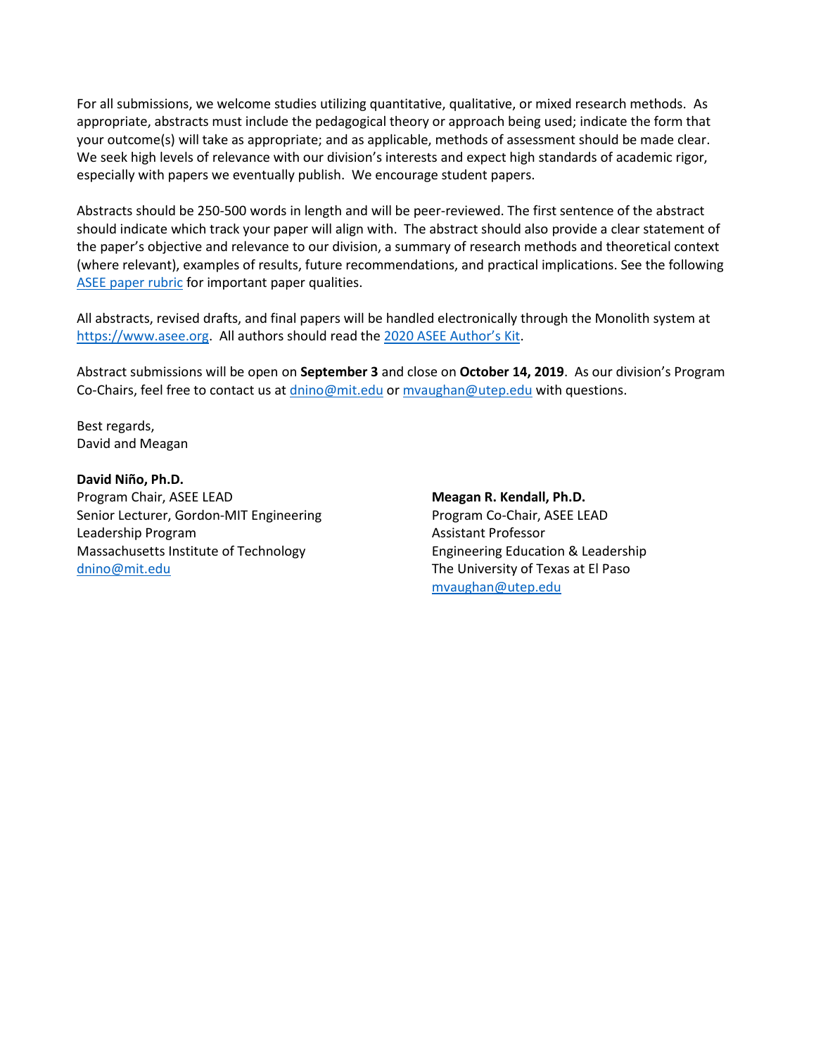For all submissions, we welcome studies utilizing quantitative, qualitative, or mixed research methods. As appropriate, abstracts must include the pedagogical theory or approach being used; indicate the form that your outcome(s) will take as appropriate; and as applicable, methods of assessment should be made clear. We seek high levels of relevance with our division's interests and expect high standards of academic rigor, especially with papers we eventually publish. We encourage student papers.

Abstracts should be 250-500 words in length and will be peer-reviewed. The first sentence of the abstract should indicate which track your paper will align with. The abstract should also provide a clear statement of the paper's objective and relevance to our division, a summary of research methods and theoretical context (where relevant), examples of results, future recommendations, and practical implications. See the following ASEE paper rubric for important paper qualities.

All abstracts, revised drafts, and final papers will be handled electronically through the Monolith system at https://www.asee.org. All authors should read the 2020 ASEE Author's Kit.

Abstract submissions will be open on **September 3** and close on **October 14, 2019**. As our division's Program Co-Chairs, feel free to contact us at dnino@mit.edu or mvaughan@utep.edu with questions.

Best regards,
David and Meagan

**David Niño, Ph.D.**
Program Chair, ASEE LEAD
Senior Lecturer, Gordon-MIT Engineering Leadership Program
Massachusetts Institute of Technology
dnino@mit.edu

**Meagan R. Kendall, Ph.D.**
Program Co-Chair, ASEE LEAD
Assistant Professor
Engineering Education & Leadership
The University of Texas at El Paso
mvaughan@utep.edu